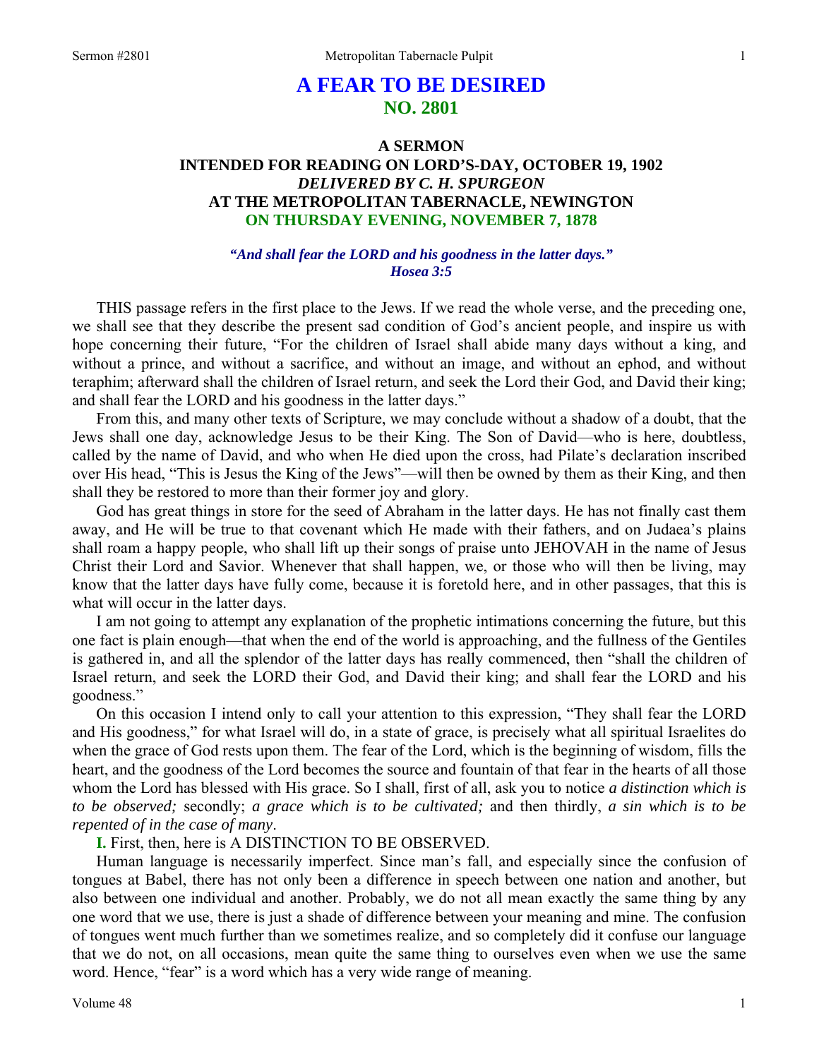# A FEAR TO BE DESIRED
## NO. 2801

### A SERMON
### INTENDED FOR READING ON LORD'S-DAY, OCTOBER 19, 1902
### *DELIVERED BY C. H. SPURGEON*
### AT THE METROPOLITAN TABERNACLE, NEWINGTON
### ON THURSDAY EVENING, NOVEMBER 7, 1878

***"And shall fear the LORD and his goodness in the latter days." Hosea 3:5***

THIS passage refers in the first place to the Jews. If we read the whole verse, and the preceding one, we shall see that they describe the present sad condition of God's ancient people, and inspire us with hope concerning their future, "For the children of Israel shall abide many days without a king, and without a prince, and without a sacrifice, and without an image, and without an ephod, and without teraphim; afterward shall the children of Israel return, and seek the Lord their God, and David their king; and shall fear the LORD and his goodness in the latter days."

From this, and many other texts of Scripture, we may conclude without a shadow of a doubt, that the Jews shall one day, acknowledge Jesus to be their King. The Son of David—who is here, doubtless, called by the name of David, and who when He died upon the cross, had Pilate's declaration inscribed over His head, "This is Jesus the King of the Jews"—will then be owned by them as their King, and then shall they be restored to more than their former joy and glory.

God has great things in store for the seed of Abraham in the latter days. He has not finally cast them away, and He will be true to that covenant which He made with their fathers, and on Judaea's plains shall roam a happy people, who shall lift up their songs of praise unto JEHOVAH in the name of Jesus Christ their Lord and Savior. Whenever that shall happen, we, or those who will then be living, may know that the latter days have fully come, because it is foretold here, and in other passages, that this is what will occur in the latter days.

I am not going to attempt any explanation of the prophetic intimations concerning the future, but this one fact is plain enough—that when the end of the world is approaching, and the fullness of the Gentiles is gathered in, and all the splendor of the latter days has really commenced, then "shall the children of Israel return, and seek the LORD their God, and David their king; and shall fear the LORD and his goodness."

On this occasion I intend only to call your attention to this expression, "They shall fear the LORD and His goodness," for what Israel will do, in a state of grace, is precisely what all spiritual Israelites do when the grace of God rests upon them. The fear of the Lord, which is the beginning of wisdom, fills the heart, and the goodness of the Lord becomes the source and fountain of that fear in the hearts of all those whom the Lord has blessed with His grace. So I shall, first of all, ask you to notice *a distinction which is to be observed;* secondly; *a grace which is to be cultivated;* and then thirdly, *a sin which is to be repented of in the case of many*.

**I.** First, then, here is A DISTINCTION TO BE OBSERVED.

Human language is necessarily imperfect. Since man's fall, and especially since the confusion of tongues at Babel, there has not only been a difference in speech between one nation and another, but also between one individual and another. Probably, we do not all mean exactly the same thing by any one word that we use, there is just a shade of difference between your meaning and mine. The confusion of tongues went much further than we sometimes realize, and so completely did it confuse our language that we do not, on all occasions, mean quite the same thing to ourselves even when we use the same word. Hence, "fear" is a word which has a very wide range of meaning.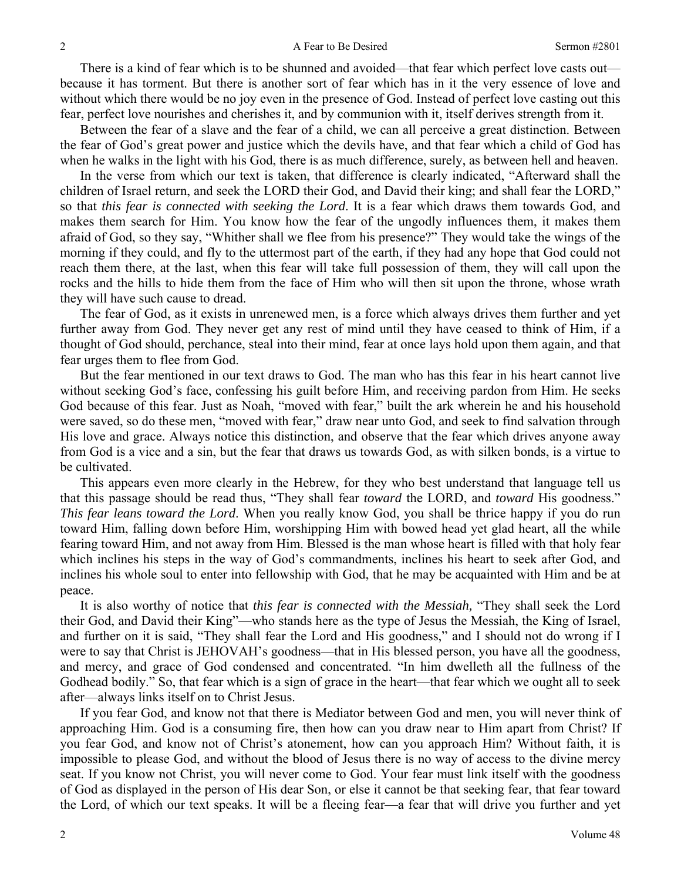There is a kind of fear which is to be shunned and avoided—that fear which perfect love casts out—because it has torment. But there is another sort of fear which has in it the very essence of love and without which there would be no joy even in the presence of God. Instead of perfect love casting out this fear, perfect love nourishes and cherishes it, and by communion with it, itself derives strength from it.

Between the fear of a slave and the fear of a child, we can all perceive a great distinction. Between the fear of God's great power and justice which the devils have, and that fear which a child of God has when he walks in the light with his God, there is as much difference, surely, as between hell and heaven.

In the verse from which our text is taken, that difference is clearly indicated, "Afterward shall the children of Israel return, and seek the LORD their God, and David their king; and shall fear the LORD," so that *this fear is connected with seeking the Lord*. It is a fear which draws them towards God, and makes them search for Him. You know how the fear of the ungodly influences them, it makes them afraid of God, so they say, "Whither shall we flee from his presence?" They would take the wings of the morning if they could, and fly to the uttermost part of the earth, if they had any hope that God could not reach them there, at the last, when this fear will take full possession of them, they will call upon the rocks and the hills to hide them from the face of Him who will then sit upon the throne, whose wrath they will have such cause to dread.

The fear of God, as it exists in unrenewed men, is a force which always drives them further and yet further away from God. They never get any rest of mind until they have ceased to think of Him, if a thought of God should, perchance, steal into their mind, fear at once lays hold upon them again, and that fear urges them to flee from God.

But the fear mentioned in our text draws to God. The man who has this fear in his heart cannot live without seeking God's face, confessing his guilt before Him, and receiving pardon from Him. He seeks God because of this fear. Just as Noah, "moved with fear," built the ark wherein he and his household were saved, so do these men, "moved with fear," draw near unto God, and seek to find salvation through His love and grace. Always notice this distinction, and observe that the fear which drives anyone away from God is a vice and a sin, but the fear that draws us towards God, as with silken bonds, is a virtue to be cultivated.

This appears even more clearly in the Hebrew, for they who best understand that language tell us that this passage should be read thus, "They shall fear *toward* the LORD, and *toward* His goodness." *This fear leans toward the Lord*. When you really know God, you shall be thrice happy if you do run toward Him, falling down before Him, worshipping Him with bowed head yet glad heart, all the while fearing toward Him, and not away from Him. Blessed is the man whose heart is filled with that holy fear which inclines his steps in the way of God's commandments, inclines his heart to seek after God, and inclines his whole soul to enter into fellowship with God, that he may be acquainted with Him and be at peace.

It is also worthy of notice that *this fear is connected with the Messiah,* "They shall seek the Lord their God, and David their King"—who stands here as the type of Jesus the Messiah, the King of Israel, and further on it is said, "They shall fear the Lord and His goodness," and I should not do wrong if I were to say that Christ is JEHOVAH's goodness—that in His blessed person, you have all the goodness, and mercy, and grace of God condensed and concentrated. "In him dwelleth all the fullness of the Godhead bodily." So, that fear which is a sign of grace in the heart—that fear which we ought all to seek after—always links itself on to Christ Jesus.

If you fear God, and know not that there is Mediator between God and men, you will never think of approaching Him. God is a consuming fire, then how can you draw near to Him apart from Christ? If you fear God, and know not of Christ's atonement, how can you approach Him? Without faith, it is impossible to please God, and without the blood of Jesus there is no way of access to the divine mercy seat. If you know not Christ, you will never come to God. Your fear must link itself with the goodness of God as displayed in the person of His dear Son, or else it cannot be that seeking fear, that fear toward the Lord, of which our text speaks. It will be a fleeing fear—a fear that will drive you further and yet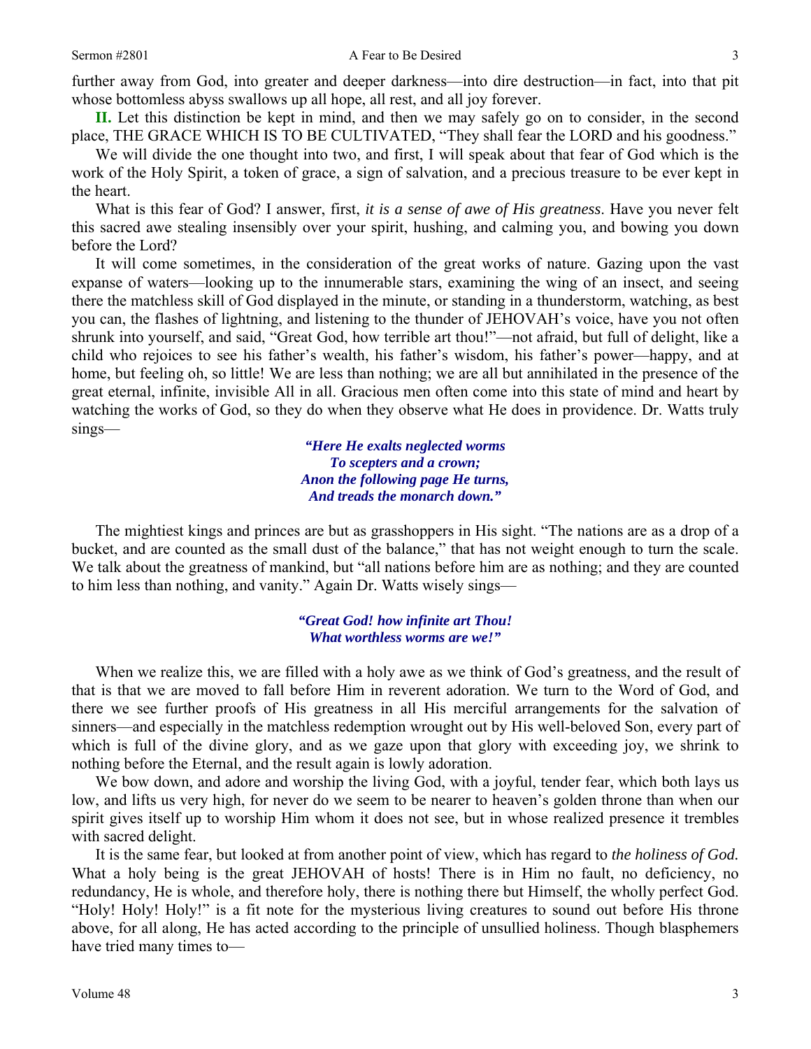further away from God, into greater and deeper darkness—into dire destruction—in fact, into that pit whose bottomless abyss swallows up all hope, all rest, and all joy forever.

**II.** Let this distinction be kept in mind, and then we may safely go on to consider, in the second place, THE GRACE WHICH IS TO BE CULTIVATED, "They shall fear the LORD and his goodness."

We will divide the one thought into two, and first, I will speak about that fear of God which is the work of the Holy Spirit, a token of grace, a sign of salvation, and a precious treasure to be ever kept in the heart.

What is this fear of God? I answer, first, *it is a sense of awe of His greatness*. Have you never felt this sacred awe stealing insensibly over your spirit, hushing, and calming you, and bowing you down before the Lord?

It will come sometimes, in the consideration of the great works of nature. Gazing upon the vast expanse of waters—looking up to the innumerable stars, examining the wing of an insect, and seeing there the matchless skill of God displayed in the minute, or standing in a thunderstorm, watching, as best you can, the flashes of lightning, and listening to the thunder of JEHOVAH's voice, have you not often shrunk into yourself, and said, "Great God, how terrible art thou!"—not afraid, but full of delight, like a child who rejoices to see his father's wealth, his father's wisdom, his father's power—happy, and at home, but feeling oh, so little! We are less than nothing; we are all but annihilated in the presence of the great eternal, infinite, invisible All in all. Gracious men often come into this state of mind and heart by watching the works of God, so they do when they observe what He does in providence. Dr. Watts truly sings—

> ***"Here He exalts neglected worms***
> ***To scepters and a crown;***
> ***Anon the following page He turns,***
> ***And treads the monarch down."***

The mightiest kings and princes are but as grasshoppers in His sight. "The nations are as a drop of a bucket, and are counted as the small dust of the balance," that has not weight enough to turn the scale. We talk about the greatness of mankind, but "all nations before him are as nothing; and they are counted to him less than nothing, and vanity." Again Dr. Watts wisely sings—

> ***"Great God! how infinite art Thou!***
> ***What worthless worms are we!"***

When we realize this, we are filled with a holy awe as we think of God's greatness, and the result of that is that we are moved to fall before Him in reverent adoration. We turn to the Word of God, and there we see further proofs of His greatness in all His merciful arrangements for the salvation of sinners—and especially in the matchless redemption wrought out by His well-beloved Son, every part of which is full of the divine glory, and as we gaze upon that glory with exceeding joy, we shrink to nothing before the Eternal, and the result again is lowly adoration.

We bow down, and adore and worship the living God, with a joyful, tender fear, which both lays us low, and lifts us very high, for never do we seem to be nearer to heaven's golden throne than when our spirit gives itself up to worship Him whom it does not see, but in whose realized presence it trembles with sacred delight.

It is the same fear, but looked at from another point of view, which has regard to *the holiness of God.* What a holy being is the great JEHOVAH of hosts! There is in Him no fault, no deficiency, no redundancy, He is whole, and therefore holy, there is nothing there but Himself, the wholly perfect God. "Holy! Holy! Holy!" is a fit note for the mysterious living creatures to sound out before His throne above, for all along, He has acted according to the principle of unsullied holiness. Though blasphemers have tried many times to—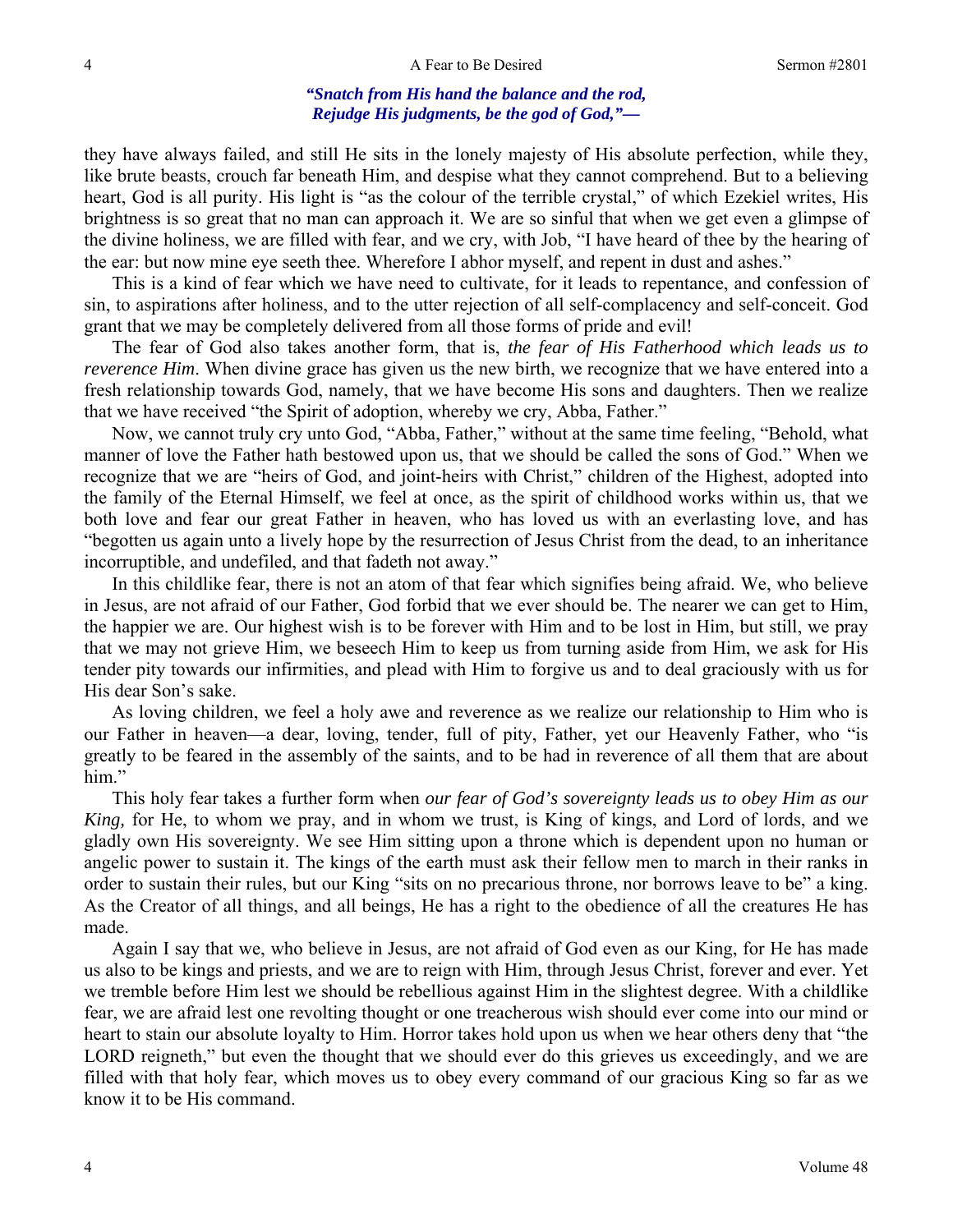*"Snatch from His hand the balance and the rod,*
*Rejudge His judgments, be the god of God,"—*

they have always failed, and still He sits in the lonely majesty of His absolute perfection, while they, like brute beasts, crouch far beneath Him, and despise what they cannot comprehend. But to a believing heart, God is all purity. His light is "as the colour of the terrible crystal," of which Ezekiel writes, His brightness is so great that no man can approach it. We are so sinful that when we get even a glimpse of the divine holiness, we are filled with fear, and we cry, with Job, "I have heard of thee by the hearing of the ear: but now mine eye seeth thee. Wherefore I abhor myself, and repent in dust and ashes."

This is a kind of fear which we have need to cultivate, for it leads to repentance, and confession of sin, to aspirations after holiness, and to the utter rejection of all self-complacency and self-conceit. God grant that we may be completely delivered from all those forms of pride and evil!

The fear of God also takes another form, that is, *the fear of His Fatherhood which leads us to reverence Him*. When divine grace has given us the new birth, we recognize that we have entered into a fresh relationship towards God, namely, that we have become His sons and daughters. Then we realize that we have received "the Spirit of adoption, whereby we cry, Abba, Father."

Now, we cannot truly cry unto God, "Abba, Father," without at the same time feeling, "Behold, what manner of love the Father hath bestowed upon us, that we should be called the sons of God." When we recognize that we are "heirs of God, and joint-heirs with Christ," children of the Highest, adopted into the family of the Eternal Himself, we feel at once, as the spirit of childhood works within us, that we both love and fear our great Father in heaven, who has loved us with an everlasting love, and has "begotten us again unto a lively hope by the resurrection of Jesus Christ from the dead, to an inheritance incorruptible, and undefiled, and that fadeth not away."

In this childlike fear, there is not an atom of that fear which signifies being afraid. We, who believe in Jesus, are not afraid of our Father, God forbid that we ever should be. The nearer we can get to Him, the happier we are. Our highest wish is to be forever with Him and to be lost in Him, but still, we pray that we may not grieve Him, we beseech Him to keep us from turning aside from Him, we ask for His tender pity towards our infirmities, and plead with Him to forgive us and to deal graciously with us for His dear Son's sake.

As loving children, we feel a holy awe and reverence as we realize our relationship to Him who is our Father in heaven—a dear, loving, tender, full of pity, Father, yet our Heavenly Father, who "is greatly to be feared in the assembly of the saints, and to be had in reverence of all them that are about him."

This holy fear takes a further form when *our fear of God's sovereignty leads us to obey Him as our King,* for He, to whom we pray, and in whom we trust, is King of kings, and Lord of lords, and we gladly own His sovereignty. We see Him sitting upon a throne which is dependent upon no human or angelic power to sustain it. The kings of the earth must ask their fellow men to march in their ranks in order to sustain their rules, but our King "sits on no precarious throne, nor borrows leave to be" a king. As the Creator of all things, and all beings, He has a right to the obedience of all the creatures He has made.

Again I say that we, who believe in Jesus, are not afraid of God even as our King, for He has made us also to be kings and priests, and we are to reign with Him, through Jesus Christ, forever and ever. Yet we tremble before Him lest we should be rebellious against Him in the slightest degree. With a childlike fear, we are afraid lest one revolting thought or one treacherous wish should ever come into our mind or heart to stain our absolute loyalty to Him. Horror takes hold upon us when we hear others deny that "the LORD reigneth," but even the thought that we should ever do this grieves us exceedingly, and we are filled with that holy fear, which moves us to obey every command of our gracious King so far as we know it to be His command.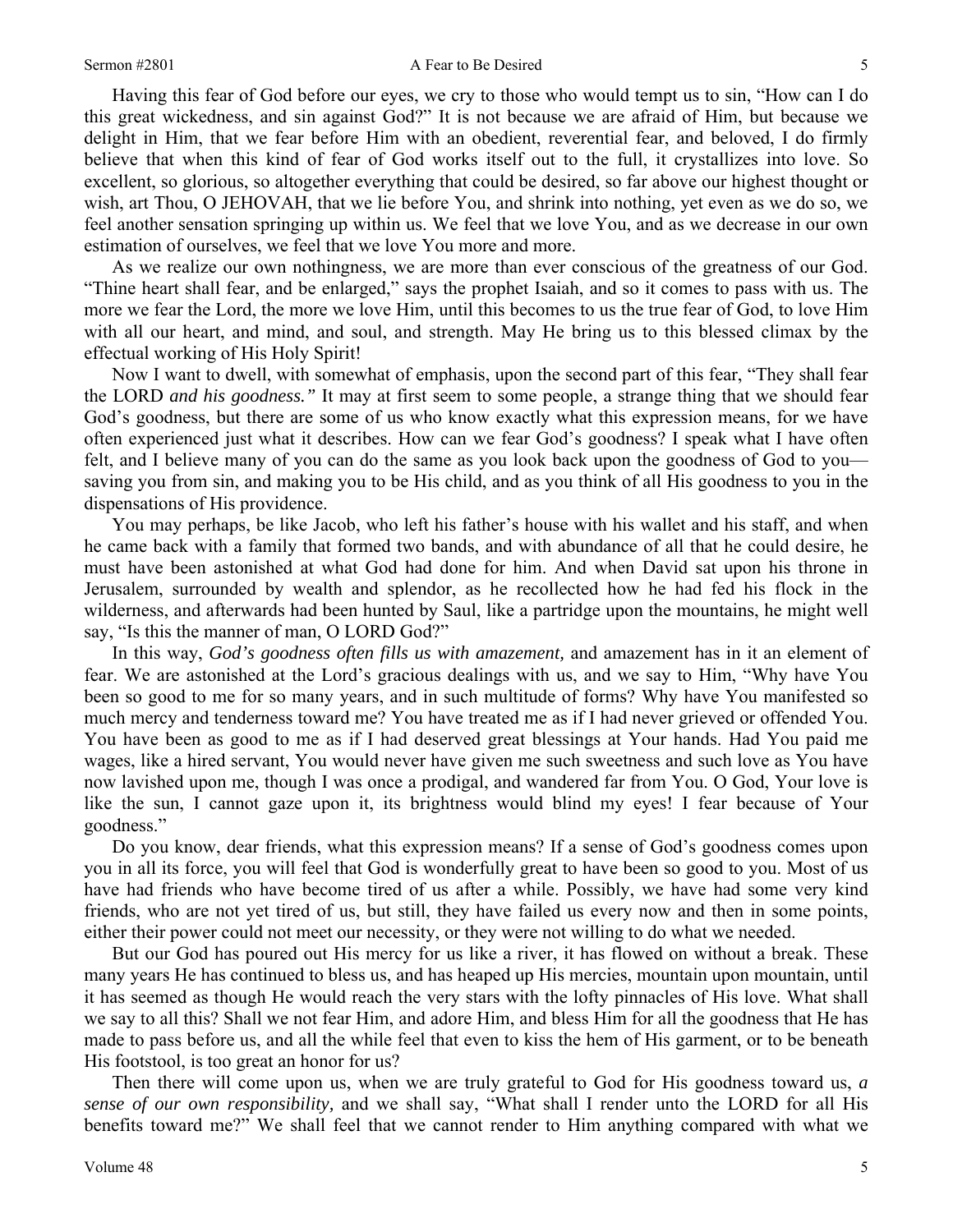Having this fear of God before our eyes, we cry to those who would tempt us to sin, "How can I do this great wickedness, and sin against God?" It is not because we are afraid of Him, but because we delight in Him, that we fear before Him with an obedient, reverential fear, and beloved, I do firmly believe that when this kind of fear of God works itself out to the full, it crystallizes into love. So excellent, so glorious, so altogether everything that could be desired, so far above our highest thought or wish, art Thou, O JEHOVAH, that we lie before You, and shrink into nothing, yet even as we do so, we feel another sensation springing up within us. We feel that we love You, and as we decrease in our own estimation of ourselves, we feel that we love You more and more.

As we realize our own nothingness, we are more than ever conscious of the greatness of our God. "Thine heart shall fear, and be enlarged," says the prophet Isaiah, and so it comes to pass with us. The more we fear the Lord, the more we love Him, until this becomes to us the true fear of God, to love Him with all our heart, and mind, and soul, and strength. May He bring us to this blessed climax by the effectual working of His Holy Spirit!

Now I want to dwell, with somewhat of emphasis, upon the second part of this fear, "They shall fear the LORD *and his goodness."* It may at first seem to some people, a strange thing that we should fear God's goodness, but there are some of us who know exactly what this expression means, for we have often experienced just what it describes. How can we fear God's goodness? I speak what I have often felt, and I believe many of you can do the same as you look back upon the goodness of God to you—saving you from sin, and making you to be His child, and as you think of all His goodness to you in the dispensations of His providence.

You may perhaps, be like Jacob, who left his father's house with his wallet and his staff, and when he came back with a family that formed two bands, and with abundance of all that he could desire, he must have been astonished at what God had done for him. And when David sat upon his throne in Jerusalem, surrounded by wealth and splendor, as he recollected how he had fed his flock in the wilderness, and afterwards had been hunted by Saul, like a partridge upon the mountains, he might well say, "Is this the manner of man, O LORD God?"

In this way, *God's goodness often fills us with amazement,* and amazement has in it an element of fear. We are astonished at the Lord's gracious dealings with us, and we say to Him, "Why have You been so good to me for so many years, and in such multitude of forms? Why have You manifested so much mercy and tenderness toward me? You have treated me as if I had never grieved or offended You. You have been as good to me as if I had deserved great blessings at Your hands. Had You paid me wages, like a hired servant, You would never have given me such sweetness and such love as You have now lavished upon me, though I was once a prodigal, and wandered far from You. O God, Your love is like the sun, I cannot gaze upon it, its brightness would blind my eyes! I fear because of Your goodness."

Do you know, dear friends, what this expression means? If a sense of God's goodness comes upon you in all its force, you will feel that God is wonderfully great to have been so good to you. Most of us have had friends who have become tired of us after a while. Possibly, we have had some very kind friends, who are not yet tired of us, but still, they have failed us every now and then in some points, either their power could not meet our necessity, or they were not willing to do what we needed.

But our God has poured out His mercy for us like a river, it has flowed on without a break. These many years He has continued to bless us, and has heaped up His mercies, mountain upon mountain, until it has seemed as though He would reach the very stars with the lofty pinnacles of His love. What shall we say to all this? Shall we not fear Him, and adore Him, and bless Him for all the goodness that He has made to pass before us, and all the while feel that even to kiss the hem of His garment, or to be beneath His footstool, is too great an honor for us?

Then there will come upon us, when we are truly grateful to God for His goodness toward us, *a sense of our own responsibility,* and we shall say, "What shall I render unto the LORD for all His benefits toward me?" We shall feel that we cannot render to Him anything compared with what we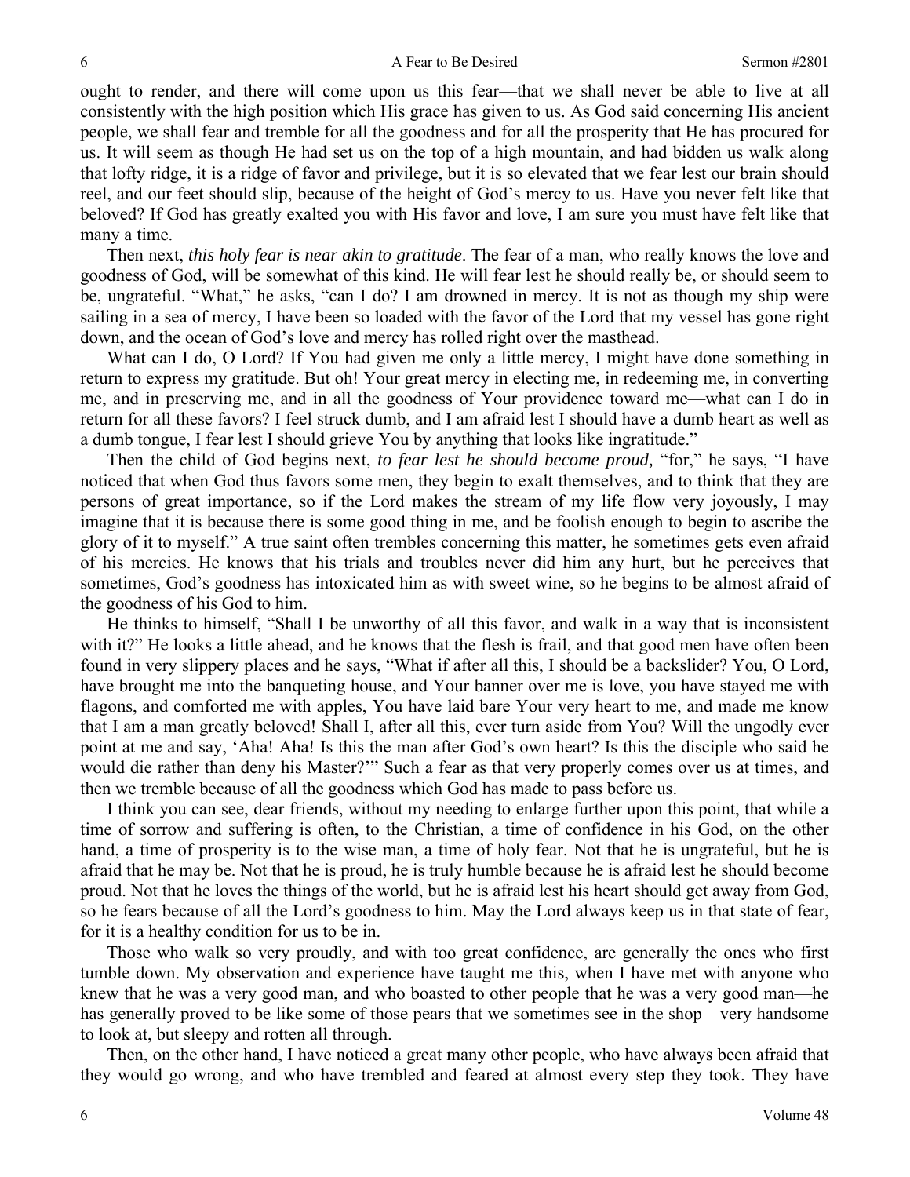ought to render, and there will come upon us this fear—that we shall never be able to live at all consistently with the high position which His grace has given to us. As God said concerning His ancient people, we shall fear and tremble for all the goodness and for all the prosperity that He has procured for us. It will seem as though He had set us on the top of a high mountain, and had bidden us walk along that lofty ridge, it is a ridge of favor and privilege, but it is so elevated that we fear lest our brain should reel, and our feet should slip, because of the height of God's mercy to us. Have you never felt like that beloved? If God has greatly exalted you with His favor and love, I am sure you must have felt like that many a time.

Then next, *this holy fear is near akin to gratitude*. The fear of a man, who really knows the love and goodness of God, will be somewhat of this kind. He will fear lest he should really be, or should seem to be, ungrateful. "What," he asks, "can I do? I am drowned in mercy. It is not as though my ship were sailing in a sea of mercy, I have been so loaded with the favor of the Lord that my vessel has gone right down, and the ocean of God's love and mercy has rolled right over the masthead.

What can I do, O Lord? If You had given me only a little mercy, I might have done something in return to express my gratitude. But oh! Your great mercy in electing me, in redeeming me, in converting me, and in preserving me, and in all the goodness of Your providence toward me—what can I do in return for all these favors? I feel struck dumb, and I am afraid lest I should have a dumb heart as well as a dumb tongue, I fear lest I should grieve You by anything that looks like ingratitude."

Then the child of God begins next, *to fear lest he should become proud,* "for," he says, "I have noticed that when God thus favors some men, they begin to exalt themselves, and to think that they are persons of great importance, so if the Lord makes the stream of my life flow very joyously, I may imagine that it is because there is some good thing in me, and be foolish enough to begin to ascribe the glory of it to myself." A true saint often trembles concerning this matter, he sometimes gets even afraid of his mercies. He knows that his trials and troubles never did him any hurt, but he perceives that sometimes, God's goodness has intoxicated him as with sweet wine, so he begins to be almost afraid of the goodness of his God to him.

He thinks to himself, "Shall I be unworthy of all this favor, and walk in a way that is inconsistent with it?" He looks a little ahead, and he knows that the flesh is frail, and that good men have often been found in very slippery places and he says, "What if after all this, I should be a backslider? You, O Lord, have brought me into the banqueting house, and Your banner over me is love, you have stayed me with flagons, and comforted me with apples, You have laid bare Your very heart to me, and made me know that I am a man greatly beloved! Shall I, after all this, ever turn aside from You? Will the ungodly ever point at me and say, 'Aha! Aha! Is this the man after God's own heart? Is this the disciple who said he would die rather than deny his Master?'" Such a fear as that very properly comes over us at times, and then we tremble because of all the goodness which God has made to pass before us.

I think you can see, dear friends, without my needing to enlarge further upon this point, that while a time of sorrow and suffering is often, to the Christian, a time of confidence in his God, on the other hand, a time of prosperity is to the wise man, a time of holy fear. Not that he is ungrateful, but he is afraid that he may be. Not that he is proud, he is truly humble because he is afraid lest he should become proud. Not that he loves the things of the world, but he is afraid lest his heart should get away from God, so he fears because of all the Lord's goodness to him. May the Lord always keep us in that state of fear, for it is a healthy condition for us to be in.

Those who walk so very proudly, and with too great confidence, are generally the ones who first tumble down. My observation and experience have taught me this, when I have met with anyone who knew that he was a very good man, and who boasted to other people that he was a very good man—he has generally proved to be like some of those pears that we sometimes see in the shop—very handsome to look at, but sleepy and rotten all through.

Then, on the other hand, I have noticed a great many other people, who have always been afraid that they would go wrong, and who have trembled and feared at almost every step they took. They have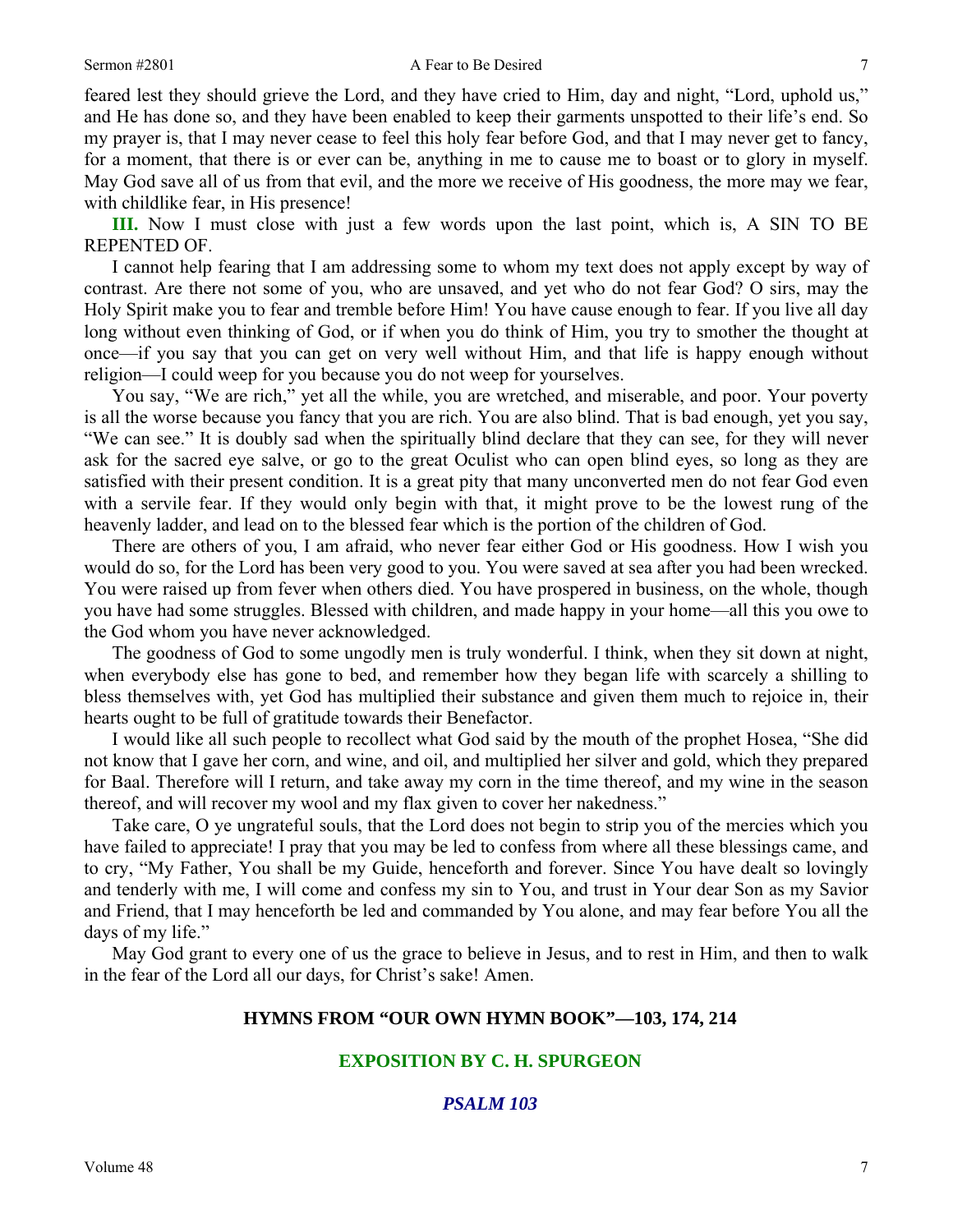feared lest they should grieve the Lord, and they have cried to Him, day and night, "Lord, uphold us," and He has done so, and they have been enabled to keep their garments unspotted to their life's end. So my prayer is, that I may never cease to feel this holy fear before God, and that I may never get to fancy, for a moment, that there is or ever can be, anything in me to cause me to boast or to glory in myself. May God save all of us from that evil, and the more we receive of His goodness, the more may we fear, with childlike fear, in His presence!

**III.** Now I must close with just a few words upon the last point, which is, A SIN TO BE REPENTED OF.

I cannot help fearing that I am addressing some to whom my text does not apply except by way of contrast. Are there not some of you, who are unsaved, and yet who do not fear God? O sirs, may the Holy Spirit make you to fear and tremble before Him! You have cause enough to fear. If you live all day long without even thinking of God, or if when you do think of Him, you try to smother the thought at once—if you say that you can get on very well without Him, and that life is happy enough without religion—I could weep for you because you do not weep for yourselves.

You say, "We are rich," yet all the while, you are wretched, and miserable, and poor. Your poverty is all the worse because you fancy that you are rich. You are also blind. That is bad enough, yet you say, "We can see." It is doubly sad when the spiritually blind declare that they can see, for they will never ask for the sacred eye salve, or go to the great Oculist who can open blind eyes, so long as they are satisfied with their present condition. It is a great pity that many unconverted men do not fear God even with a servile fear. If they would only begin with that, it might prove to be the lowest rung of the heavenly ladder, and lead on to the blessed fear which is the portion of the children of God.

There are others of you, I am afraid, who never fear either God or His goodness. How I wish you would do so, for the Lord has been very good to you. You were saved at sea after you had been wrecked. You were raised up from fever when others died. You have prospered in business, on the whole, though you have had some struggles. Blessed with children, and made happy in your home—all this you owe to the God whom you have never acknowledged.

The goodness of God to some ungodly men is truly wonderful. I think, when they sit down at night, when everybody else has gone to bed, and remember how they began life with scarcely a shilling to bless themselves with, yet God has multiplied their substance and given them much to rejoice in, their hearts ought to be full of gratitude towards their Benefactor.

I would like all such people to recollect what God said by the mouth of the prophet Hosea, "She did not know that I gave her corn, and wine, and oil, and multiplied her silver and gold, which they prepared for Baal. Therefore will I return, and take away my corn in the time thereof, and my wine in the season thereof, and will recover my wool and my flax given to cover her nakedness."

Take care, O ye ungrateful souls, that the Lord does not begin to strip you of the mercies which you have failed to appreciate! I pray that you may be led to confess from where all these blessings came, and to cry, "My Father, You shall be my Guide, henceforth and forever. Since You have dealt so lovingly and tenderly with me, I will come and confess my sin to You, and trust in Your dear Son as my Savior and Friend, that I may henceforth be led and commanded by You alone, and may fear before You all the days of my life."

May God grant to every one of us the grace to believe in Jesus, and to rest in Him, and then to walk in the fear of the Lord all our days, for Christ's sake! Amen.

## HYMNS FROM "OUR OWN HYMN BOOK"—103, 174, 214

## EXPOSITION BY C. H. SPURGEON

### *PSALM 103*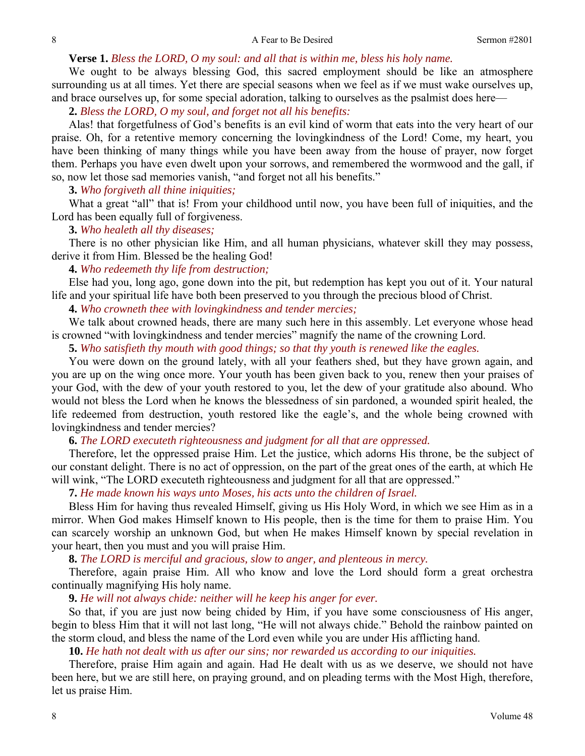**Verse 1.** *Bless the LORD, O my soul: and all that is within me, bless his holy name.*

We ought to be always blessing God, this sacred employment should be like an atmosphere surrounding us at all times. Yet there are special seasons when we feel as if we must wake ourselves up, and brace ourselves up, for some special adoration, talking to ourselves as the psalmist does here—

**2.** *Bless the LORD, O my soul, and forget not all his benefits:*

Alas! that forgetfulness of God's benefits is an evil kind of worm that eats into the very heart of our praise. Oh, for a retentive memory concerning the lovingkindness of the Lord! Come, my heart, you have been thinking of many things while you have been away from the house of prayer, now forget them. Perhaps you have even dwelt upon your sorrows, and remembered the wormwood and the gall, if so, now let those sad memories vanish, "and forget not all his benefits."

**3.** *Who forgiveth all thine iniquities;*

What a great "all" that is! From your childhood until now, you have been full of iniquities, and the Lord has been equally full of forgiveness.

**3.** *Who healeth all thy diseases;*

There is no other physician like Him, and all human physicians, whatever skill they may possess, derive it from Him. Blessed be the healing God!

**4.** *Who redeemeth thy life from destruction;*

Else had you, long ago, gone down into the pit, but redemption has kept you out of it. Your natural life and your spiritual life have both been preserved to you through the precious blood of Christ.

**4.** *Who crowneth thee with lovingkindness and tender mercies;*

We talk about crowned heads, there are many such here in this assembly. Let everyone whose head is crowned "with lovingkindness and tender mercies" magnify the name of the crowning Lord.

**5.** *Who satisfieth thy mouth with good things; so that thy youth is renewed like the eagles.*

You were down on the ground lately, with all your feathers shed, but they have grown again, and you are up on the wing once more. Your youth has been given back to you, renew then your praises of your God, with the dew of your youth restored to you, let the dew of your gratitude also abound. Who would not bless the Lord when he knows the blessedness of sin pardoned, a wounded spirit healed, the life redeemed from destruction, youth restored like the eagle's, and the whole being crowned with lovingkindness and tender mercies?

**6.** *The LORD executeth righteousness and judgment for all that are oppressed.*

Therefore, let the oppressed praise Him. Let the justice, which adorns His throne, be the subject of our constant delight. There is no act of oppression, on the part of the great ones of the earth, at which He will wink, "The LORD executeth righteousness and judgment for all that are oppressed."

**7.** *He made known his ways unto Moses, his acts unto the children of Israel.*

Bless Him for having thus revealed Himself, giving us His Holy Word, in which we see Him as in a mirror. When God makes Himself known to His people, then is the time for them to praise Him. You can scarcely worship an unknown God, but when He makes Himself known by special revelation in your heart, then you must and you will praise Him.

**8.** *The LORD is merciful and gracious, slow to anger, and plenteous in mercy.*

Therefore, again praise Him. All who know and love the Lord should form a great orchestra continually magnifying His holy name.

**9.** *He will not always chide: neither will he keep his anger for ever.*

So that, if you are just now being chided by Him, if you have some consciousness of His anger, begin to bless Him that it will not last long, "He will not always chide." Behold the rainbow painted on the storm cloud, and bless the name of the Lord even while you are under His afflicting hand.

**10.** *He hath not dealt with us after our sins; nor rewarded us according to our iniquities.*

Therefore, praise Him again and again. Had He dealt with us as we deserve, we should not have been here, but we are still here, on praying ground, and on pleading terms with the Most High, therefore, let us praise Him.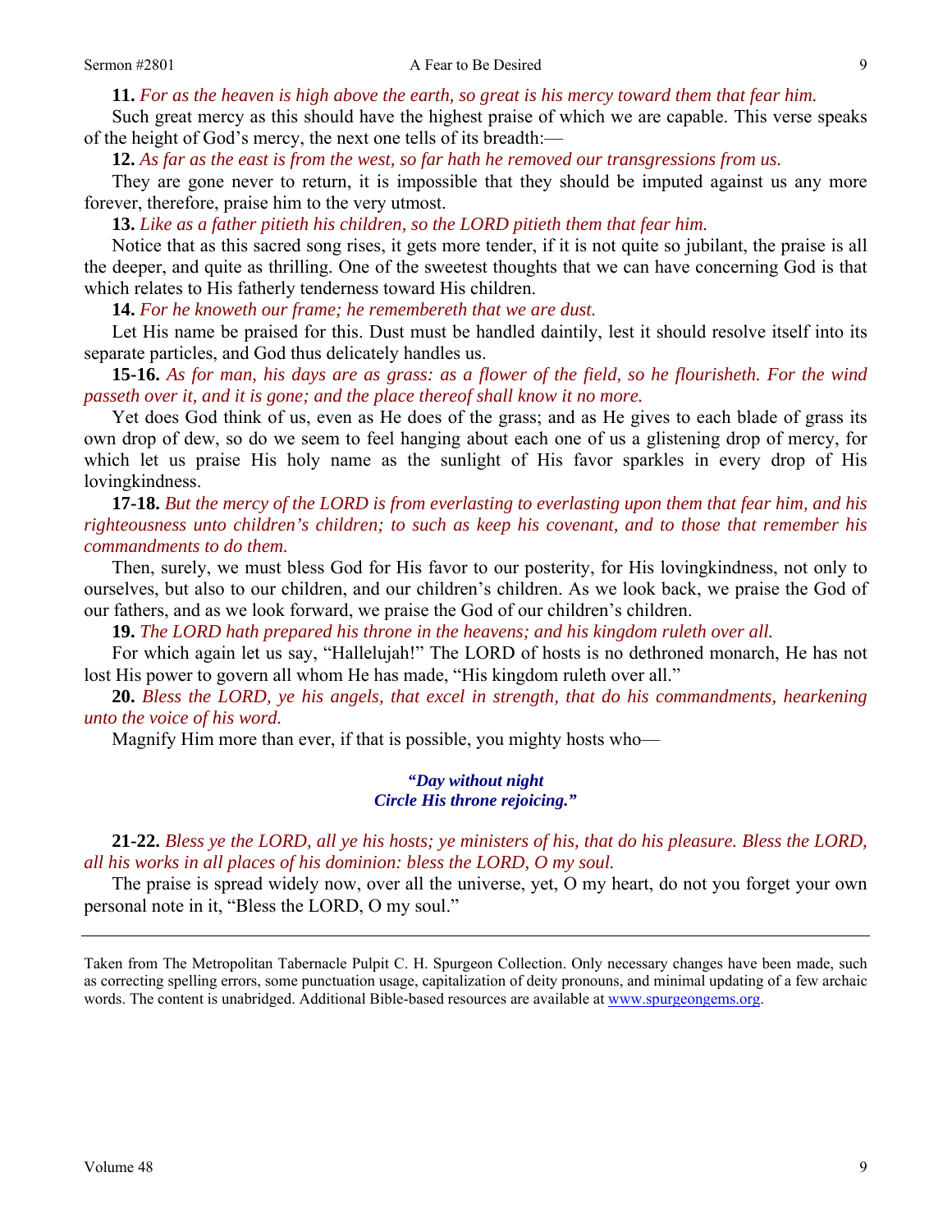**11.** *For as the heaven is high above the earth, so great is his mercy toward them that fear him.*

Such great mercy as this should have the highest praise of which we are capable. This verse speaks of the height of God's mercy, the next one tells of its breadth:—

**12.** *As far as the east is from the west, so far hath he removed our transgressions from us.*

They are gone never to return, it is impossible that they should be imputed against us any more forever, therefore, praise him to the very utmost.

**13.** *Like as a father pitieth his children, so the LORD pitieth them that fear him.*

Notice that as this sacred song rises, it gets more tender, if it is not quite so jubilant, the praise is all the deeper, and quite as thrilling. One of the sweetest thoughts that we can have concerning God is that which relates to His fatherly tenderness toward His children.

**14.** *For he knoweth our frame; he remembereth that we are dust.*

Let His name be praised for this. Dust must be handled daintily, lest it should resolve itself into its separate particles, and God thus delicately handles us.

**15-16.** *As for man, his days are as grass: as a flower of the field, so he flourisheth. For the wind passeth over it, and it is gone; and the place thereof shall know it no more.*

Yet does God think of us, even as He does of the grass; and as He gives to each blade of grass its own drop of dew, so do we seem to feel hanging about each one of us a glistening drop of mercy, for which let us praise His holy name as the sunlight of His favor sparkles in every drop of His lovingkindness.

**17-18.** *But the mercy of the LORD is from everlasting to everlasting upon them that fear him, and his righteousness unto children's children; to such as keep his covenant, and to those that remember his commandments to do them.*

Then, surely, we must bless God for His favor to our posterity, for His lovingkindness, not only to ourselves, but also to our children, and our children's children. As we look back, we praise the God of our fathers, and as we look forward, we praise the God of our children's children.

**19.** *The LORD hath prepared his throne in the heavens; and his kingdom ruleth over all.*

For which again let us say, "Hallelujah!" The LORD of hosts is no dethroned monarch, He has not lost His power to govern all whom He has made, "His kingdom ruleth over all."

**20.** *Bless the LORD, ye his angels, that excel in strength, that do his commandments, hearkening unto the voice of his word.*

Magnify Him more than ever, if that is possible, you mighty hosts who—

> ***"Day without night***
> ***Circle His throne rejoicing."***

**21-22.** *Bless ye the LORD, all ye his hosts; ye ministers of his, that do his pleasure. Bless the LORD, all his works in all places of his dominion: bless the LORD, O my soul.*

The praise is spread widely now, over all the universe, yet, O my heart, do not you forget your own personal note in it, "Bless the LORD, O my soul."

---

Taken from The Metropolitan Tabernacle Pulpit C. H. Spurgeon Collection. Only necessary changes have been made, such as correcting spelling errors, some punctuation usage, capitalization of deity pronouns, and minimal updating of a few archaic words. The content is unabridged. Additional Bible-based resources are available at www.spurgeongems.org.